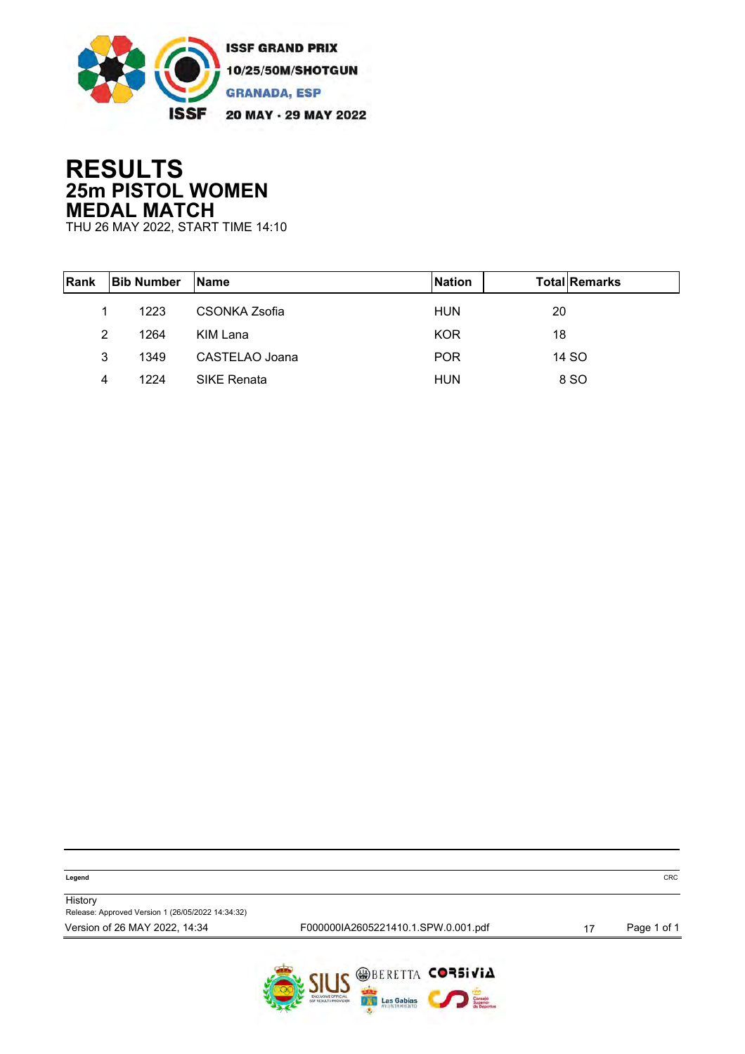ISSF GRAND PRIX
10/25/50M/SHOTGUN
GRANADA, ESP
20 MAY - 29 MAY 2022

# RESULTS
## 25m PISTOL WOMEN
## MEDAL MATCH
THU 26 MAY 2022, START TIME 14:10

| Rank | Bib Number | Name | Nation | Total | Remarks |
|---|---|---|---|---|---|
| 1 | 1223 | CSONKA Zsofia | HUN | 20 | |
| 2 | 1264 | KIM Lana | KOR | 18 | |
| 3 | 1349 | CASTELAO Joana | POR | 14 | SO |
| 4 | 1224 | SIKE Renata | HUN | 8 | SO |

**Legend**

CRC

History
Release: Approved Version 1 (26/05/2022 14:34:32)
Version of 26 MAY 2022, 14:34 F000000IA2605221410.1.SPW.0.001.pdf 17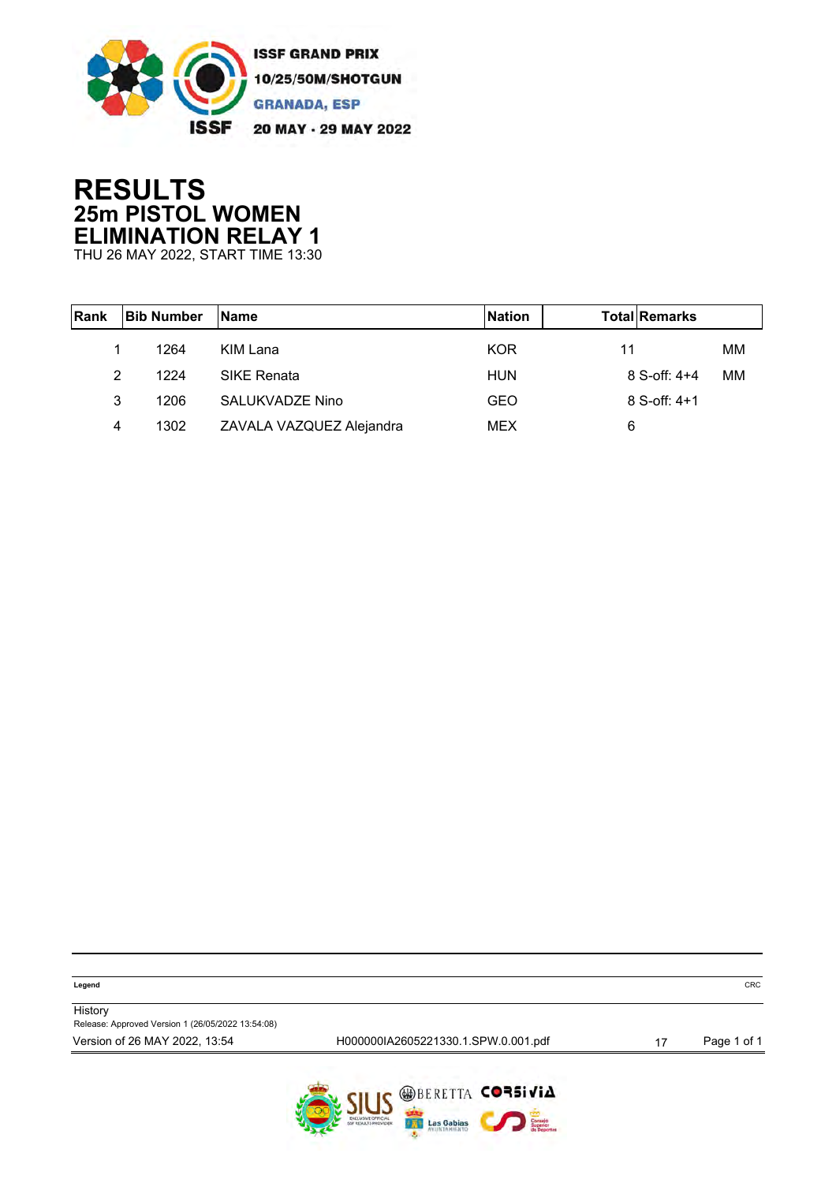ISSF GRAND PRIX
10/25/50M/SHOTGUN
GRANADA, ESP
20 MAY - 29 MAY 2022

# RESULTS
## 25m PISTOL WOMEN
## ELIMINATION RELAY 1

THU 26 MAY 2022, START TIME 13:30

| Rank | Bib Number | Name | Nation | Total | Remarks |
|---|---|---|---|---|---|
| 1 | 1264 | KIM Lana | KOR | 11 | MM |
| 2 | 1224 | SIKE Renata | HUN | 8 S-off: 4+4 | MM |
| 3 | 1206 | SALUKVADZE Nino | GEO | 8 S-off: 4+1 | |
| 4 | 1302 | ZAVALA VAZQUEZ Alejandra | MEX | 6 | |

**Legend** CRC

History
Release: Approved Version 1 (26/05/2022 13:54:08)

Version of 26 MAY 2022, 13:54 H000000IA2605221330.1.SPW.0.001.pdf 17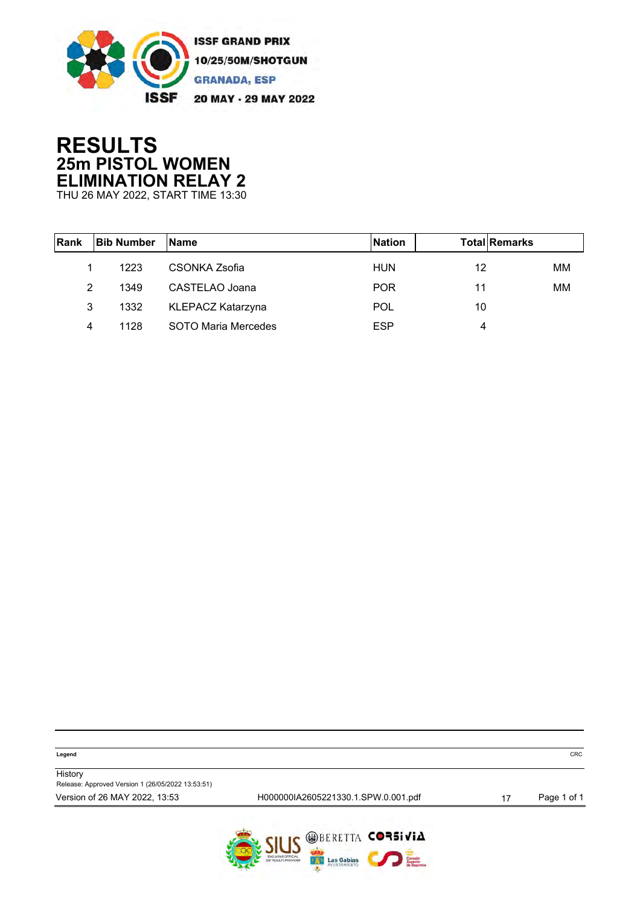ISSF GRAND PRIX
10/25/50M/SHOTGUN
GRANADA, ESP
20 MAY - 29 MAY 2022

# RESULTS
## 25m PISTOL WOMEN
## ELIMINATION RELAY 2
THU 26 MAY 2022, START TIME 13:30

| Rank | Bib Number | Name | Nation | Total | Remarks |
|---|---|---|---|---|---|
| 1 | 1223 | CSONKA Zsofia | HUN | 12 | MM |
| 2 | 1349 | CASTELAO Joana | POR | 11 | MM |
| 3 | 1332 | KLEPACZ Katarzyna | POL | 10 | |
| 4 | 1128 | SOTO Maria Mercedes | ESP | 4 | |

**Legend**

CRC

History
Release: Approved Version 1 (26/05/2022 13:53:51)
Version of 26 MAY 2022, 13:53 H000000IA2605221330.1.SPW.0.001.pdf 17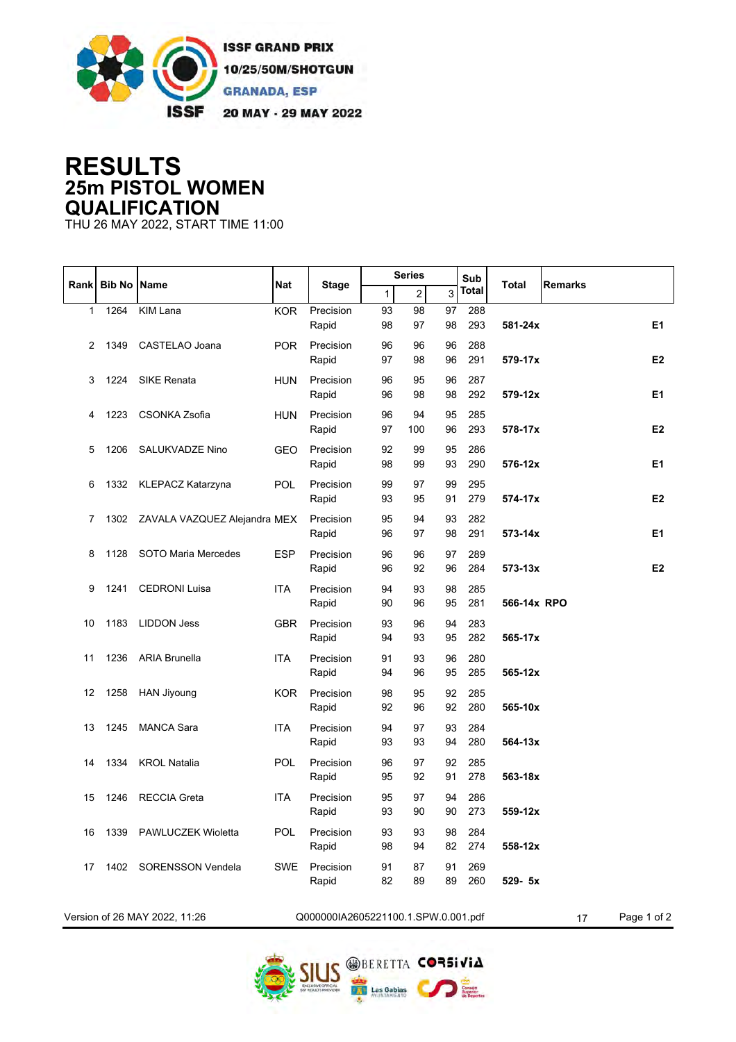ISSF GRAND PRIX
10/25/50M/SHOTGUN
GRANADA, ESP
20 MAY - 29 MAY 2022

# RESULTS
## 25m PISTOL WOMEN
## QUALIFICATION
THU 26 MAY 2022, START TIME 11:00

| Rank | Bib No | Name | Nat | Stage | Series 1 | Series 2 | Series 3 | Sub Total | Total | Remarks |
|---|---|---|---|---|---|---|---|---|---|---|
| 1 | 1264 | KIM Lana | KOR | Precision | 93 | 98 | 97 | 288 | | |
| | | | | Rapid | 98 | 97 | 98 | 293 | **581-24x** | **E1** |
| 2 | 1349 | CASTELAO Joana | POR | Precision | 96 | 96 | 96 | 288 | | |
| | | | | Rapid | 97 | 98 | 96 | 291 | **579-17x** | **E2** |
| 3 | 1224 | SIKE Renata | HUN | Precision | 96 | 95 | 96 | 287 | | |
| | | | | Rapid | 96 | 98 | 98 | 292 | **579-12x** | **E1** |
| 4 | 1223 | CSONKA Zsofia | HUN | Precision | 96 | 94 | 95 | 285 | | |
| | | | | Rapid | 97 | 100 | 96 | 293 | **578-17x** | **E2** |
| 5 | 1206 | SALUKVADZE Nino | GEO | Precision | 92 | 99 | 95 | 286 | | |
| | | | | Rapid | 98 | 99 | 93 | 290 | **576-12x** | **E1** |
| 6 | 1332 | KLEPACZ Katarzyna | POL | Precision | 99 | 97 | 99 | 295 | | |
| | | | | Rapid | 93 | 95 | 91 | 279 | **574-17x** | **E2** |
| 7 | 1302 | ZAVALA VAZQUEZ Alejandra | MEX | Precision | 95 | 94 | 93 | 282 | | |
| | | | | Rapid | 96 | 97 | 98 | 291 | **573-14x** | **E1** |
| 8 | 1128 | SOTO Maria Mercedes | ESP | Precision | 96 | 96 | 97 | 289 | | |
| | | | | Rapid | 96 | 92 | 96 | 284 | **573-13x** | **E2** |
| 9 | 1241 | CEDRONI Luisa | ITA | Precision | 94 | 93 | 98 | 285 | | |
| | | | | Rapid | 90 | 96 | 95 | 281 | **566-14x** | **RPO** |
| 10 | 1183 | LIDDON Jess | GBR | Precision | 93 | 96 | 94 | 283 | | |
| | | | | Rapid | 94 | 93 | 95 | 282 | **565-17x** | |
| 11 | 1236 | ARIA Brunella | ITA | Precision | 91 | 93 | 96 | 280 | | |
| | | | | Rapid | 94 | 96 | 95 | 285 | **565-12x** | |
| 12 | 1258 | HAN Jiyoung | KOR | Precision | 98 | 95 | 92 | 285 | | |
| | | | | Rapid | 92 | 96 | 92 | 280 | **565-10x** | |
| 13 | 1245 | MANCA Sara | ITA | Precision | 94 | 97 | 93 | 284 | | |
| | | | | Rapid | 93 | 93 | 94 | 280 | **564-13x** | |
| 14 | 1334 | KROL Natalia | POL | Precision | 96 | 97 | 92 | 285 | | |
| | | | | Rapid | 95 | 92 | 91 | 278 | **563-18x** | |
| 15 | 1246 | RECCIA Greta | ITA | Precision | 95 | 97 | 94 | 286 | | |
| | | | | Rapid | 93 | 90 | 90 | 273 | **559-12x** | |
| 16 | 1339 | PAWLUCZEK Wioletta | POL | Precision | 93 | 93 | 98 | 284 | | |
| | | | | Rapid | 98 | 94 | 82 | 274 | **558-12x** | |
| 17 | 1402 | SORENSSON Vendela | SWE | Precision | 91 | 87 | 91 | 269 | | |
| | | | | Rapid | 82 | 89 | 89 | 260 | **529- 5x** | |

Version of 26 MAY 2022, 11:26 Q000000IA2605221100.1.SPW.0.001.pdf 17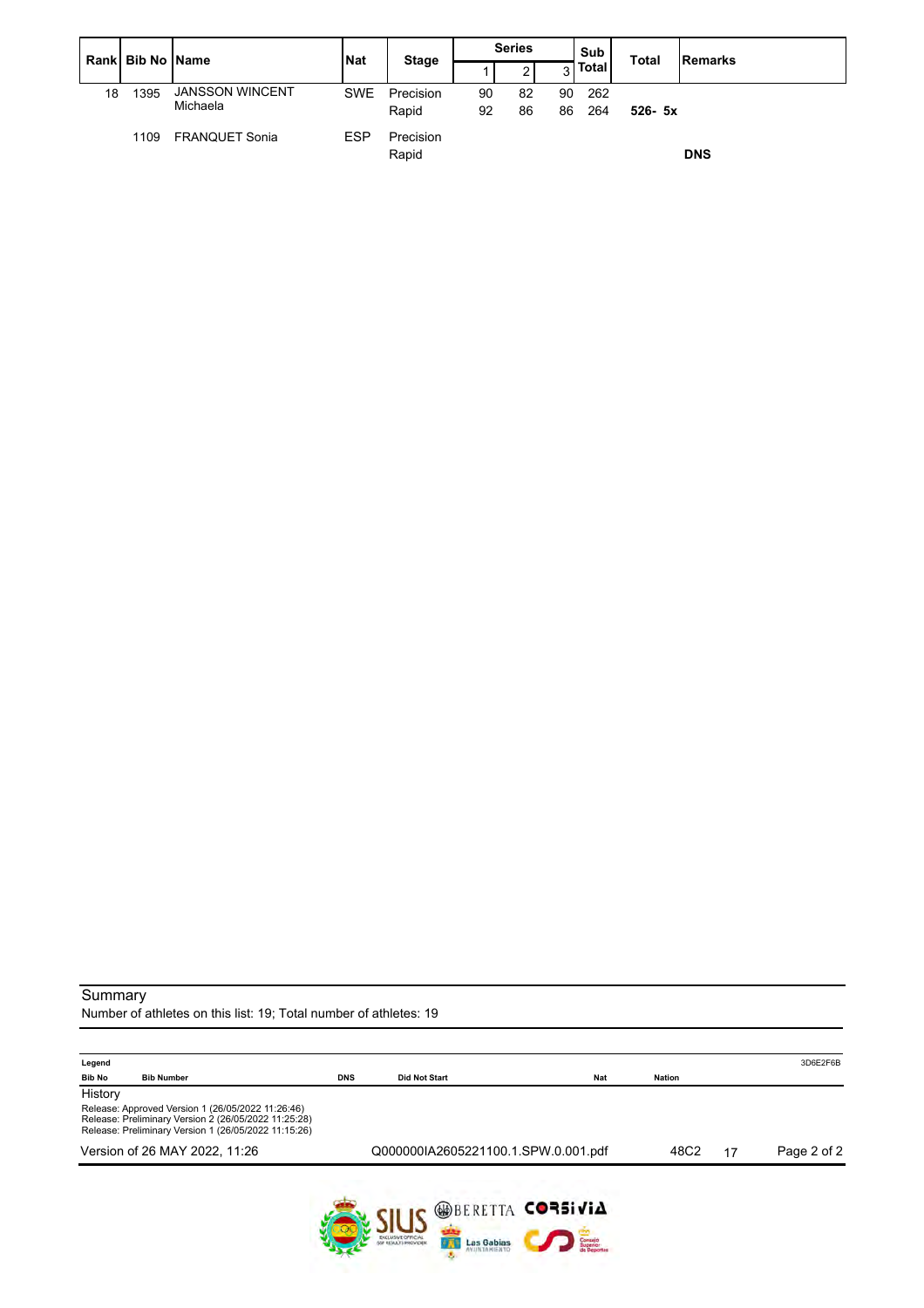| Rank | Bib No | Name | Nat | Stage | Series | | | Sub Total | Total | Remarks |
|---|---|---|---|---|---|---|---|---|---|---|
| | | | | | 1 | 2 | 3 | | | |
| 18 | 1395 | JANSSON WINCENT Michaela | SWE | Precision | 90 | 82 | 90 | 262 | | |
| | | | | Rapid | 92 | 86 | 86 | 264 | 526- 5x | |
| | 1109 | FRANQUET Sonia | ESP | Precision | | | | | | |
| | | | | Rapid | | | | | | **DNS** |

Summary

Number of athletes on this list: 19; Total number of athletes: 19

**Legend**

| | | | | | |
|---|---|---|---|---|---|
| **Bib No** | **Bib Number** | **DNS** | **Did Not Start** | **Nat** | **Nation** |

3D6E2F6B

History

Release: Approved Version 1 (26/05/2022 11:26:46)
Release: Preliminary Version 2 (26/05/2022 11:25:28)
Release: Preliminary Version 1 (26/05/2022 11:15:26)

Version of 26 MAY 2022, 11:26 Q000000IA2605221100.1.SPW.0.001.pdf 48C2 17